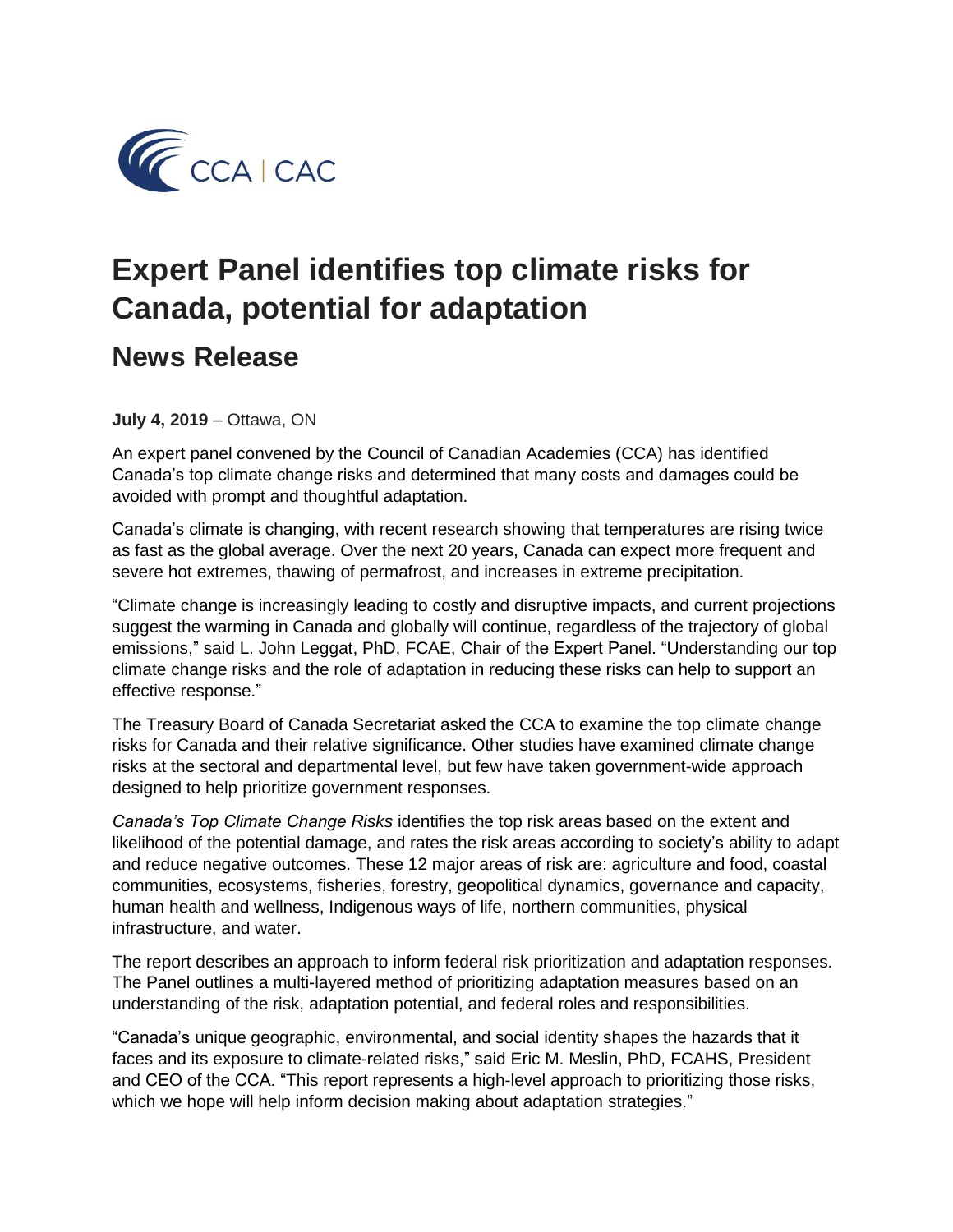CCA | CAC

# Expert Panel identifies top climate risks for Canada, potential for adaptation

## News Release

**July 4, 2019** – Ottawa, ON

An expert panel convened by the Council of Canadian Academies (CCA) has identified Canada's top climate change risks and determined that many costs and damages could be avoided with prompt and thoughtful adaptation.

Canada's climate is changing, with recent research showing that temperatures are rising twice as fast as the global average. Over the next 20 years, Canada can expect more frequent and severe hot extremes, thawing of permafrost, and increases in extreme precipitation.

"Climate change is increasingly leading to costly and disruptive impacts, and current projections suggest the warming in Canada and globally will continue, regardless of the trajectory of global emissions," said L. John Leggat, PhD, FCAE, Chair of the Expert Panel. "Understanding our top climate change risks and the role of adaptation in reducing these risks can help to support an effective response."

The Treasury Board of Canada Secretariat asked the CCA to examine the top climate change risks for Canada and their relative significance. Other studies have examined climate change risks at the sectoral and departmental level, but few have taken government-wide approach designed to help prioritize government responses.

*Canada's Top Climate Change Risks* identifies the top risk areas based on the extent and likelihood of the potential damage, and rates the risk areas according to society's ability to adapt and reduce negative outcomes. These 12 major areas of risk are: agriculture and food, coastal communities, ecosystems, fisheries, forestry, geopolitical dynamics, governance and capacity, human health and wellness, Indigenous ways of life, northern communities, physical infrastructure, and water.

The report describes an approach to inform federal risk prioritization and adaptation responses. The Panel outlines a multi-layered method of prioritizing adaptation measures based on an understanding of the risk, adaptation potential, and federal roles and responsibilities.

"Canada's unique geographic, environmental, and social identity shapes the hazards that it faces and its exposure to climate-related risks," said Eric M. Meslin, PhD, FCAHS, President and CEO of the CCA. "This report represents a high-level approach to prioritizing those risks, which we hope will help inform decision making about adaptation strategies."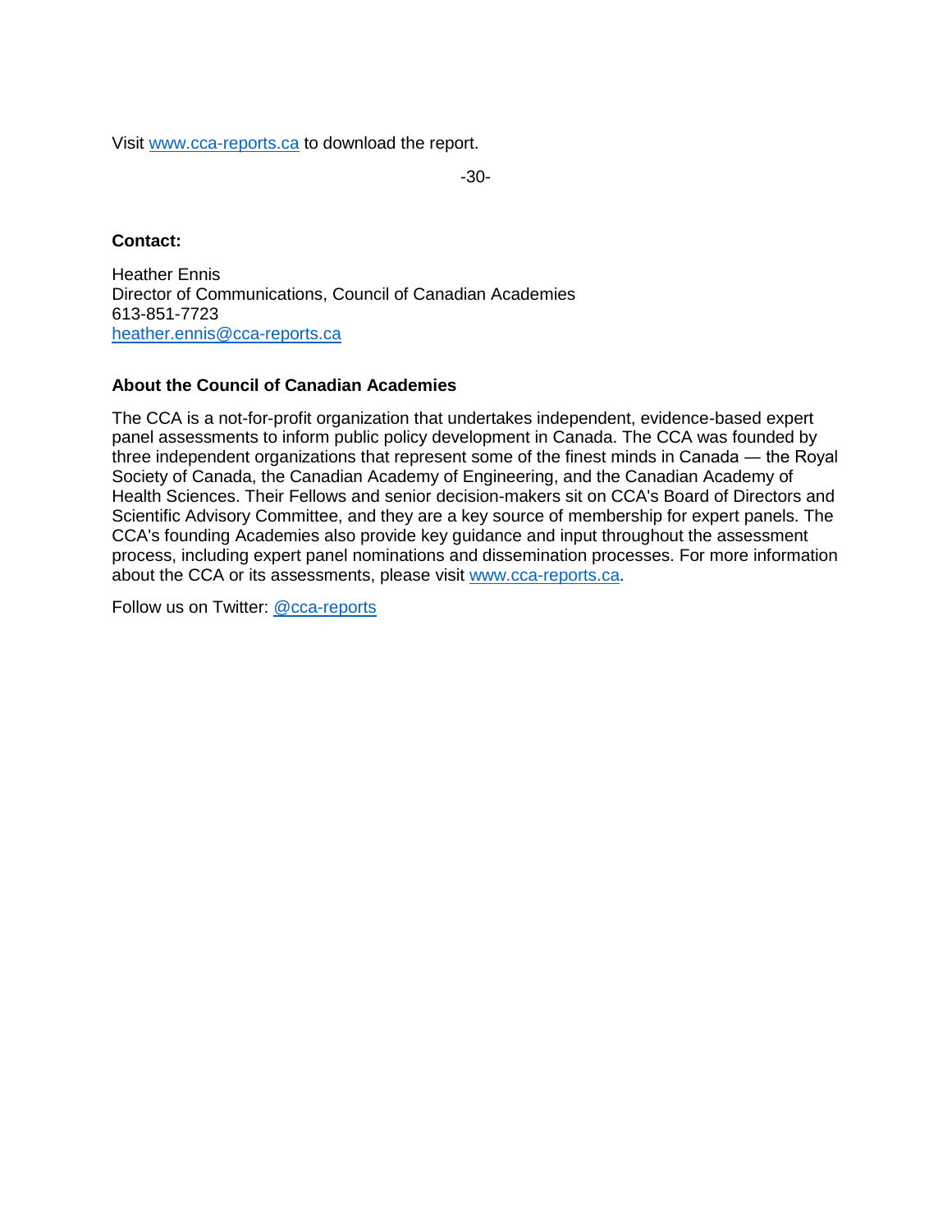Visit www.cca-reports.ca to download the report.

-30-

**Contact:**

Heather Ennis  
Director of Communications, Council of Canadian Academies  
613-851-7723  
heather.ennis@cca-reports.ca

**About the Council of Canadian Academies**

The CCA is a not-for-profit organization that undertakes independent, evidence-based expert panel assessments to inform public policy development in Canada. The CCA was founded by three independent organizations that represent some of the finest minds in Canada — the Royal Society of Canada, the Canadian Academy of Engineering, and the Canadian Academy of Health Sciences. Their Fellows and senior decision-makers sit on CCA's Board of Directors and Scientific Advisory Committee, and they are a key source of membership for expert panels. The CCA's founding Academies also provide key guidance and input throughout the assessment process, including expert panel nominations and dissemination processes. For more information about the CCA or its assessments, please visit www.cca-reports.ca.

Follow us on Twitter: @cca-reports